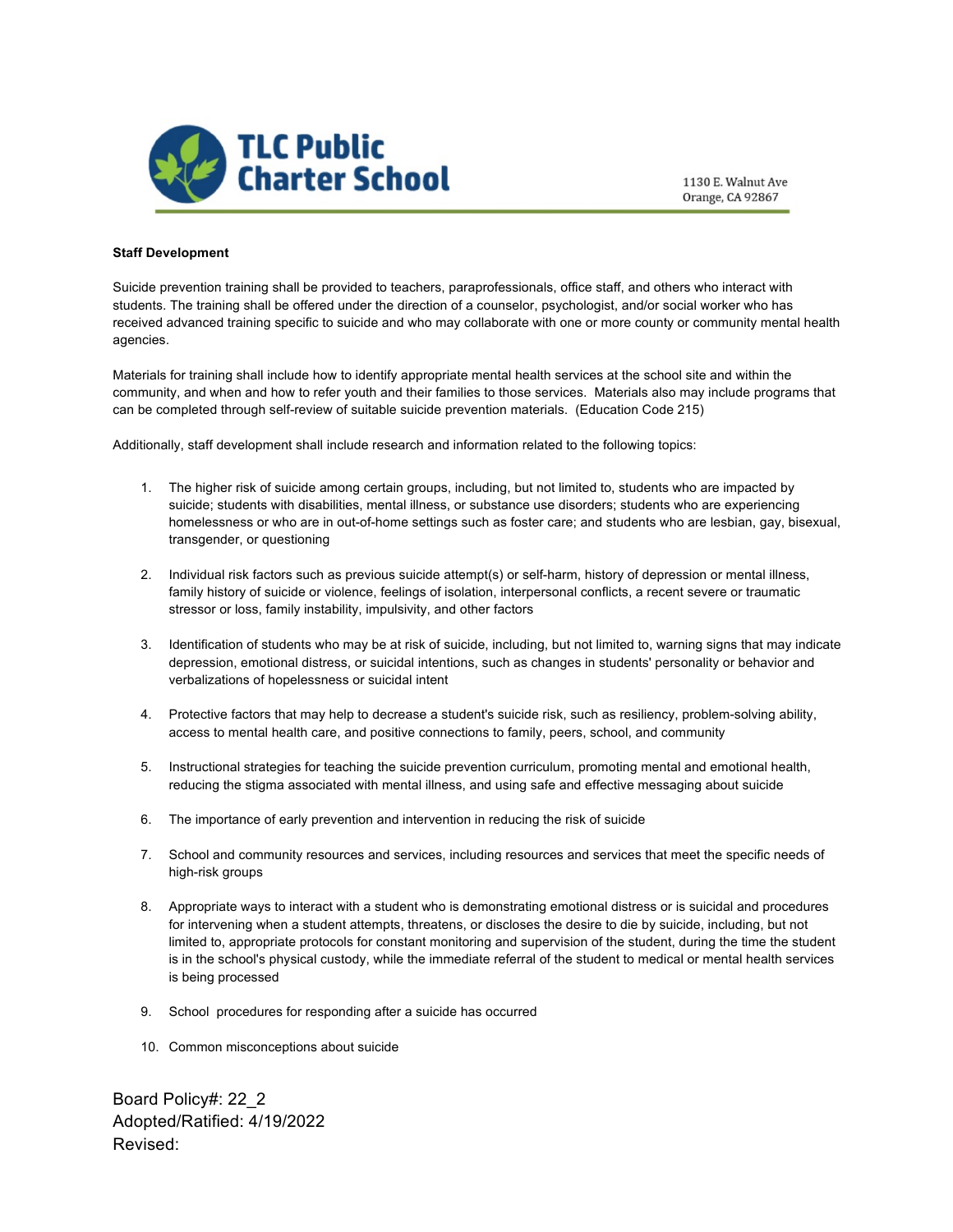TLC Public Charter School

1130 E. Walnut Ave
Orange, CA 92867

**Staff Development**

Suicide prevention training shall be provided to teachers, paraprofessionals, office staff, and others who interact with students. The training shall be offered under the direction of a counselor, psychologist, and/or social worker who has received advanced training specific to suicide and who may collaborate with one or more county or community mental health agencies.

Materials for training shall include how to identify appropriate mental health services at the school site and within the community, and when and how to refer youth and their families to those services. Materials also may include programs that can be completed through self-review of suitable suicide prevention materials. (Education Code 215)

Additionally, staff development shall include research and information related to the following topics:

1. The higher risk of suicide among certain groups, including, but not limited to, students who are impacted by suicide; students with disabilities, mental illness, or substance use disorders; students who are experiencing homelessness or who are in out-of-home settings such as foster care; and students who are lesbian, gay, bisexual, transgender, or questioning

2. Individual risk factors such as previous suicide attempt(s) or self-harm, history of depression or mental illness, family history of suicide or violence, feelings of isolation, interpersonal conflicts, a recent severe or traumatic stressor or loss, family instability, impulsivity, and other factors

3. Identification of students who may be at risk of suicide, including, but not limited to, warning signs that may indicate depression, emotional distress, or suicidal intentions, such as changes in students' personality or behavior and verbalizations of hopelessness or suicidal intent

4. Protective factors that may help to decrease a student's suicide risk, such as resiliency, problem-solving ability, access to mental health care, and positive connections to family, peers, school, and community

5. Instructional strategies for teaching the suicide prevention curriculum, promoting mental and emotional health, reducing the stigma associated with mental illness, and using safe and effective messaging about suicide

6. The importance of early prevention and intervention in reducing the risk of suicide

7. School and community resources and services, including resources and services that meet the specific needs of high-risk groups

8. Appropriate ways to interact with a student who is demonstrating emotional distress or is suicidal and procedures for intervening when a student attempts, threatens, or discloses the desire to die by suicide, including, but not limited to, appropriate protocols for constant monitoring and supervision of the student, during the time the student is in the school's physical custody, while the immediate referral of the student to medical or mental health services is being processed

9. School procedures for responding after a suicide has occurred

10. Common misconceptions about suicide

Board Policy#: 22_2
Adopted/Ratified: 4/19/2022
Revised: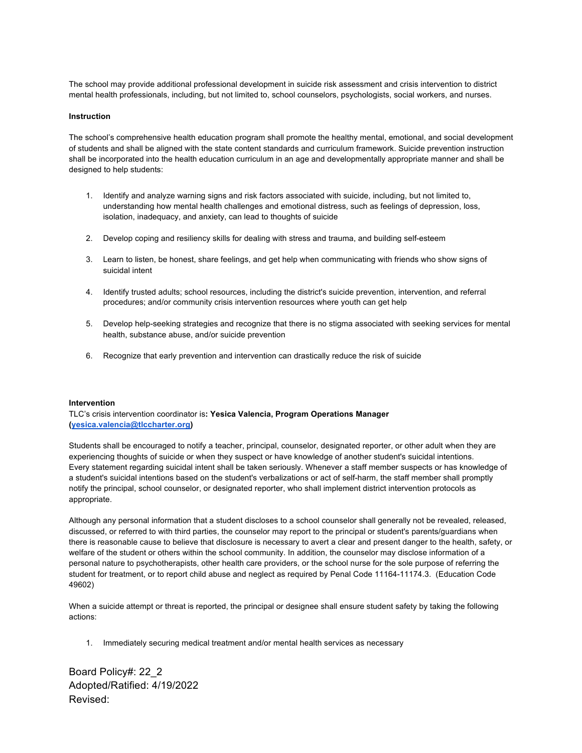The school may provide additional professional development in suicide risk assessment and crisis intervention to district mental health professionals, including, but not limited to, school counselors, psychologists, social workers, and nurses.

**Instruction**

The school's comprehensive health education program shall promote the healthy mental, emotional, and social development of students and shall be aligned with the state content standards and curriculum framework. Suicide prevention instruction shall be incorporated into the health education curriculum in an age and developmentally appropriate manner and shall be designed to help students:

1. Identify and analyze warning signs and risk factors associated with suicide, including, but not limited to, understanding how mental health challenges and emotional distress, such as feelings of depression, loss, isolation, inadequacy, and anxiety, can lead to thoughts of suicide
2. Develop coping and resiliency skills for dealing with stress and trauma, and building self-esteem
3. Learn to listen, be honest, share feelings, and get help when communicating with friends who show signs of suicidal intent
4. Identify trusted adults; school resources, including the district's suicide prevention, intervention, and referral procedures; and/or community crisis intervention resources where youth can get help
5. Develop help-seeking strategies and recognize that there is no stigma associated with seeking services for mental health, substance abuse, and/or suicide prevention
6. Recognize that early prevention and intervention can drastically reduce the risk of suicide

**Intervention**
TLC's crisis intervention coordinator is**: Yesica Valencia, Program Operations Manager (yesica.valencia@tlccharter.org)**

Students shall be encouraged to notify a teacher, principal, counselor, designated reporter, or other adult when they are experiencing thoughts of suicide or when they suspect or have knowledge of another student's suicidal intentions. Every statement regarding suicidal intent shall be taken seriously. Whenever a staff member suspects or has knowledge of a student's suicidal intentions based on the student's verbalizations or act of self-harm, the staff member shall promptly notify the principal, school counselor, or designated reporter, who shall implement district intervention protocols as appropriate.

Although any personal information that a student discloses to a school counselor shall generally not be revealed, released, discussed, or referred to with third parties, the counselor may report to the principal or student's parents/guardians when there is reasonable cause to believe that disclosure is necessary to avert a clear and present danger to the health, safety, or welfare of the student or others within the school community. In addition, the counselor may disclose information of a personal nature to psychotherapists, other health care providers, or the school nurse for the sole purpose of referring the student for treatment, or to report child abuse and neglect as required by Penal Code 11164-11174.3. (Education Code 49602)

When a suicide attempt or threat is reported, the principal or designee shall ensure student safety by taking the following actions:

1. Immediately securing medical treatment and/or mental health services as necessary

Board Policy#: 22_2
Adopted/Ratified: 4/19/2022
Revised: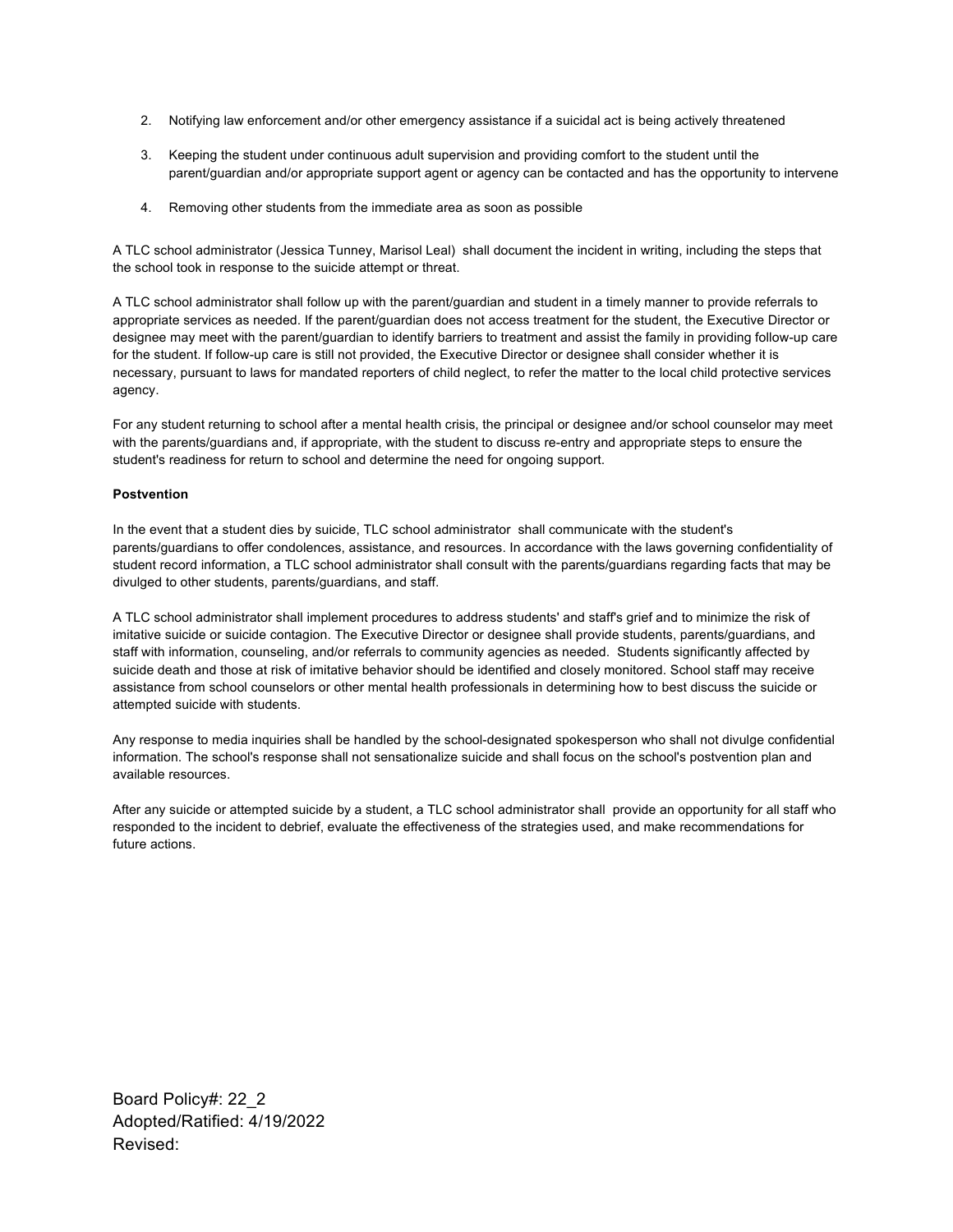2. Notifying law enforcement and/or other emergency assistance if a suicidal act is being actively threatened
3. Keeping the student under continuous adult supervision and providing comfort to the student until the parent/guardian and/or appropriate support agent or agency can be contacted and has the opportunity to intervene
4. Removing other students from the immediate area as soon as possible

A TLC school administrator (Jessica Tunney, Marisol Leal) shall document the incident in writing, including the steps that the school took in response to the suicide attempt or threat.

A TLC school administrator shall follow up with the parent/guardian and student in a timely manner to provide referrals to appropriate services as needed. If the parent/guardian does not access treatment for the student, the Executive Director or designee may meet with the parent/guardian to identify barriers to treatment and assist the family in providing follow-up care for the student. If follow-up care is still not provided, the Executive Director or designee shall consider whether it is necessary, pursuant to laws for mandated reporters of child neglect, to refer the matter to the local child protective services agency.

For any student returning to school after a mental health crisis, the principal or designee and/or school counselor may meet with the parents/guardians and, if appropriate, with the student to discuss re-entry and appropriate steps to ensure the student's readiness for return to school and determine the need for ongoing support.

**Postvention**

In the event that a student dies by suicide, TLC school administrator shall communicate with the student's parents/guardians to offer condolences, assistance, and resources. In accordance with the laws governing confidentiality of student record information, a TLC school administrator shall consult with the parents/guardians regarding facts that may be divulged to other students, parents/guardians, and staff.

A TLC school administrator shall implement procedures to address students' and staff's grief and to minimize the risk of imitative suicide or suicide contagion. The Executive Director or designee shall provide students, parents/guardians, and staff with information, counseling, and/or referrals to community agencies as needed. Students significantly affected by suicide death and those at risk of imitative behavior should be identified and closely monitored. School staff may receive assistance from school counselors or other mental health professionals in determining how to best discuss the suicide or attempted suicide with students.

Any response to media inquiries shall be handled by the school-designated spokesperson who shall not divulge confidential information. The school's response shall not sensationalize suicide and shall focus on the school's postvention plan and available resources.

After any suicide or attempted suicide by a student, a TLC school administrator shall provide an opportunity for all staff who responded to the incident to debrief, evaluate the effectiveness of the strategies used, and make recommendations for future actions.

Board Policy#: 22_2
Adopted/Ratified: 4/19/2022
Revised: